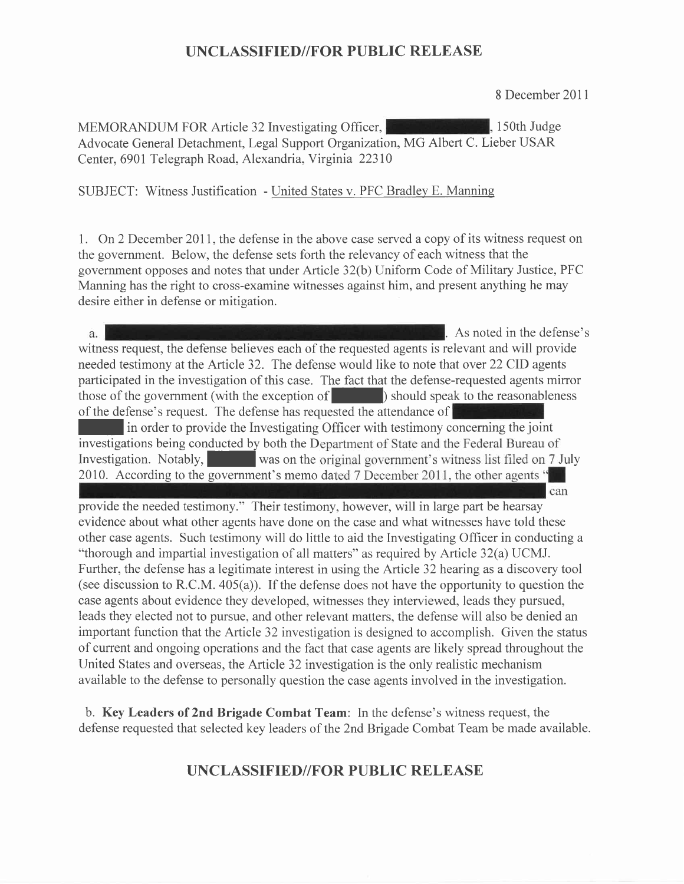8 December 2011

MEMORANDUM FOR Article 32 Investigating Officer, [REDACTED], 150th Judge Advocate General Detachment, Legal Support Organization, MG Albert C. Lieber USAR Center, 6901 Telegraph Road, Alexandria, Virginia 22310

SUBJECT: Witness Justification - United States v. PFC Bradley E. Manning

1. On 2 December 2011, the defense in the above case served a copy of its witness request on the government. Below, the defense sets forth the relevancy of each witness that the government opposes and notes that under Article 32(b) Uniform Code of Military Justice, PFC Manning has the right to cross-examine witnesses against him, and present anything he may desire either in defense or mitigation.

a. [REDACTED]. As noted in the defense's witness request, the defense believes each of the requested agents is relevant and will provide needed testimony at the Article 32. The defense would like to note that over 22 CID agents participated in the investigation of this case. The fact that the defense-requested agents mirror those of the government (with the exception of [REDACTED]) should speak to the reasonableness of the defense's request. The defense has requested the attendance of [REDACTED] in order to provide the Investigating Officer with testimony concerning the joint investigations being conducted by both the Department of State and the Federal Bureau of Investigation. Notably, [REDACTED] was on the original government's witness list filed on 7 July 2010. According to the government's memo dated 7 December 2011, the other agents "[REDACTED] can provide the needed testimony." Their testimony, however, will in large part be hearsay evidence about what other agents have done on the case and what witnesses have told these other case agents. Such testimony will do little to aid the Investigating Officer in conducting a "thorough and impartial investigation of all matters" as required by Article 32(a) UCMJ. Further, the defense has a legitimate interest in using the Article 32 hearing as a discovery tool (see discussion to R.C.M. 405(a)). If the defense does not have the opportunity to question the case agents about evidence they developed, witnesses they interviewed, leads they pursued, leads they elected not to pursue, and other relevant matters, the defense will also be denied an important function that the Article 32 investigation is designed to accomplish. Given the status of current and ongoing operations and the fact that case agents are likely spread throughout the United States and overseas, the Article 32 investigation is the only realistic mechanism available to the defense to personally question the case agents involved in the investigation.

b. **Key Leaders of 2nd Brigade Combat Team**: In the defense's witness request, the defense requested that selected key leaders of the 2nd Brigade Combat Team be made available.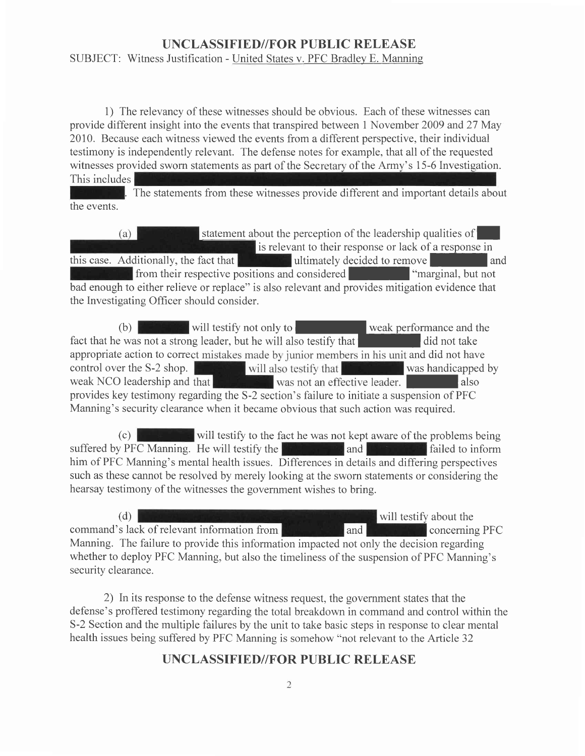UNCLASSIFIED//FOR PUBLIC RELEASE

SUBJECT: Witness Justification - United States v. PFC Bradley E. Manning

1) The relevancy of these witnesses should be obvious. Each of these witnesses can provide different insight into the events that transpired between 1 November 2009 and 27 May 2010. Because each witness viewed the events from a different perspective, their individual testimony is independently relevant. The defense notes for example, that all of the requested witnesses provided sworn statements as part of the Secretary of the Army's 15-6 Investigation. This includes [REDACTED]. The statements from these witnesses provide different and important details about the events.

(a) [REDACTED] statement about the perception of the leadership qualities of [REDACTED] is relevant to their response or lack of a response in this case. Additionally, the fact that [REDACTED] ultimately decided to remove [REDACTED] and [REDACTED] from their respective positions and considered [REDACTED] "marginal, but not bad enough to either relieve or replace" is also relevant and provides mitigation evidence that the Investigating Officer should consider.

(b) [REDACTED] will testify not only to [REDACTED] weak performance and the fact that he was not a strong leader, but he will also testify that [REDACTED] did not take appropriate action to correct mistakes made by junior members in his unit and did not have control over the S-2 shop. [REDACTED] will also testify that [REDACTED] was handicapped by weak NCO leadership and that [REDACTED] was not an effective leader. [REDACTED] also provides key testimony regarding the S-2 section's failure to initiate a suspension of PFC Manning's security clearance when it became obvious that such action was required.

(c) [REDACTED] will testify to the fact he was not kept aware of the problems being suffered by PFC Manning. He will testify the [REDACTED] and [REDACTED] failed to inform him of PFC Manning's mental health issues. Differences in details and differing perspectives such as these cannot be resolved by merely looking at the sworn statements or considering the hearsay testimony of the witnesses the government wishes to bring.

(d) [REDACTED] will testify about the command's lack of relevant information from [REDACTED] and [REDACTED] concerning PFC Manning. The failure to provide this information impacted not only the decision regarding whether to deploy PFC Manning, but also the timeliness of the suspension of PFC Manning's security clearance.

2) In its response to the defense witness request, the government states that the defense's proffered testimony regarding the total breakdown in command and control within the S-2 Section and the multiple failures by the unit to take basic steps in response to clear mental health issues being suffered by PFC Manning is somehow "not relevant to the Article 32

UNCLASSIFIED//FOR PUBLIC RELEASE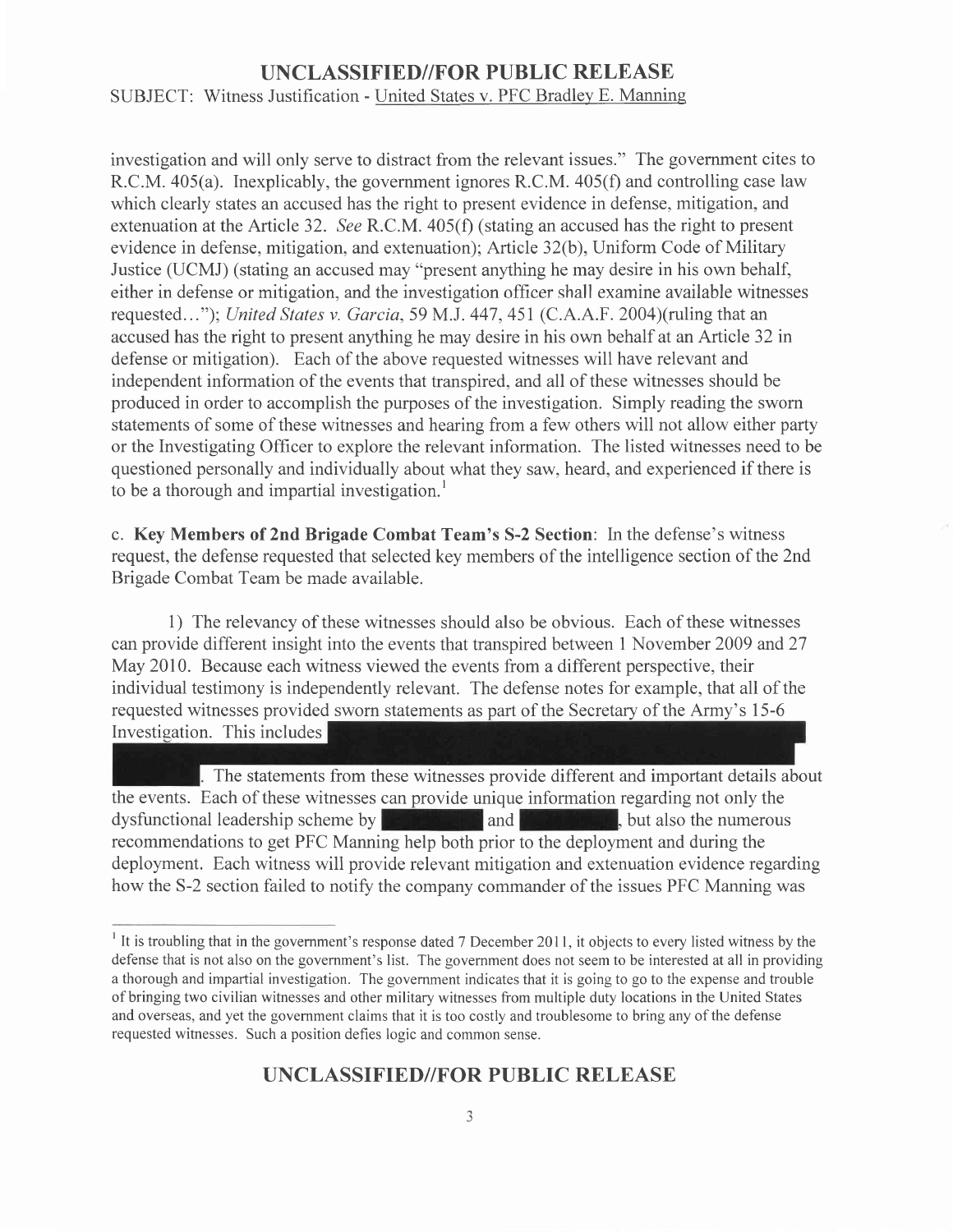investigation and will only serve to distract from the relevant issues." The government cites to R.C.M. 405(a). Inexplicably, the government ignores R.C.M. 405(f) and controlling case law which clearly states an accused has the right to present evidence in defense, mitigation, and extenuation at the Article 32. *See* R.C.M. 405(f) (stating an accused has the right to present evidence in defense, mitigation, and extenuation); Article 32(b), Uniform Code of Military Justice (UCMJ) (stating an accused may "present anything he may desire in his own behalf, either in defense or mitigation, and the investigation officer shall examine available witnesses requested…"); *United States v. Garcia*, 59 M.J. 447, 451 (C.A.A.F. 2004)(ruling that an accused has the right to present anything he may desire in his own behalf at an Article 32 in defense or mitigation). Each of the above requested witnesses will have relevant and independent information of the events that transpired, and all of these witnesses should be produced in order to accomplish the purposes of the investigation. Simply reading the sworn statements of some of these witnesses and hearing from a few others will not allow either party or the Investigating Officer to explore the relevant information. The listed witnesses need to be questioned personally and individually about what they saw, heard, and experienced if there is to be a thorough and impartial investigation.[1]

c. **Key Members of 2nd Brigade Combat Team's S-2 Section**: In the defense's witness request, the defense requested that selected key members of the intelligence section of the 2nd Brigade Combat Team be made available.

1) The relevancy of these witnesses should also be obvious. Each of these witnesses can provide different insight into the events that transpired between 1 November 2009 and 27 May 2010. Because each witness viewed the events from a different perspective, their individual testimony is independently relevant. The defense notes for example, that all of the requested witnesses provided sworn statements as part of the Secretary of the Army's 15-6 Investigation. This includes [REDACTED]. The statements from these witnesses provide different and important details about the events. Each of these witnesses can provide unique information regarding not only the dysfunctional leadership scheme by [REDACTED] and [REDACTED], but also the numerous recommendations to get PFC Manning help both prior to the deployment and during the deployment. Each witness will provide relevant mitigation and extenuation evidence regarding how the S-2 section failed to notify the company commander of the issues PFC Manning was

---

[1] It is troubling that in the government's response dated 7 December 2011, it objects to every listed witness by the defense that is not also on the government's list. The government does not seem to be interested at all in providing a thorough and impartial investigation. The government indicates that it is going to go to the expense and trouble of bringing two civilian witnesses and other military witnesses from multiple duty locations in the United States and overseas, and yet the government claims that it is too costly and troublesome to bring any of the defense requested witnesses. Such a position defies logic and common sense.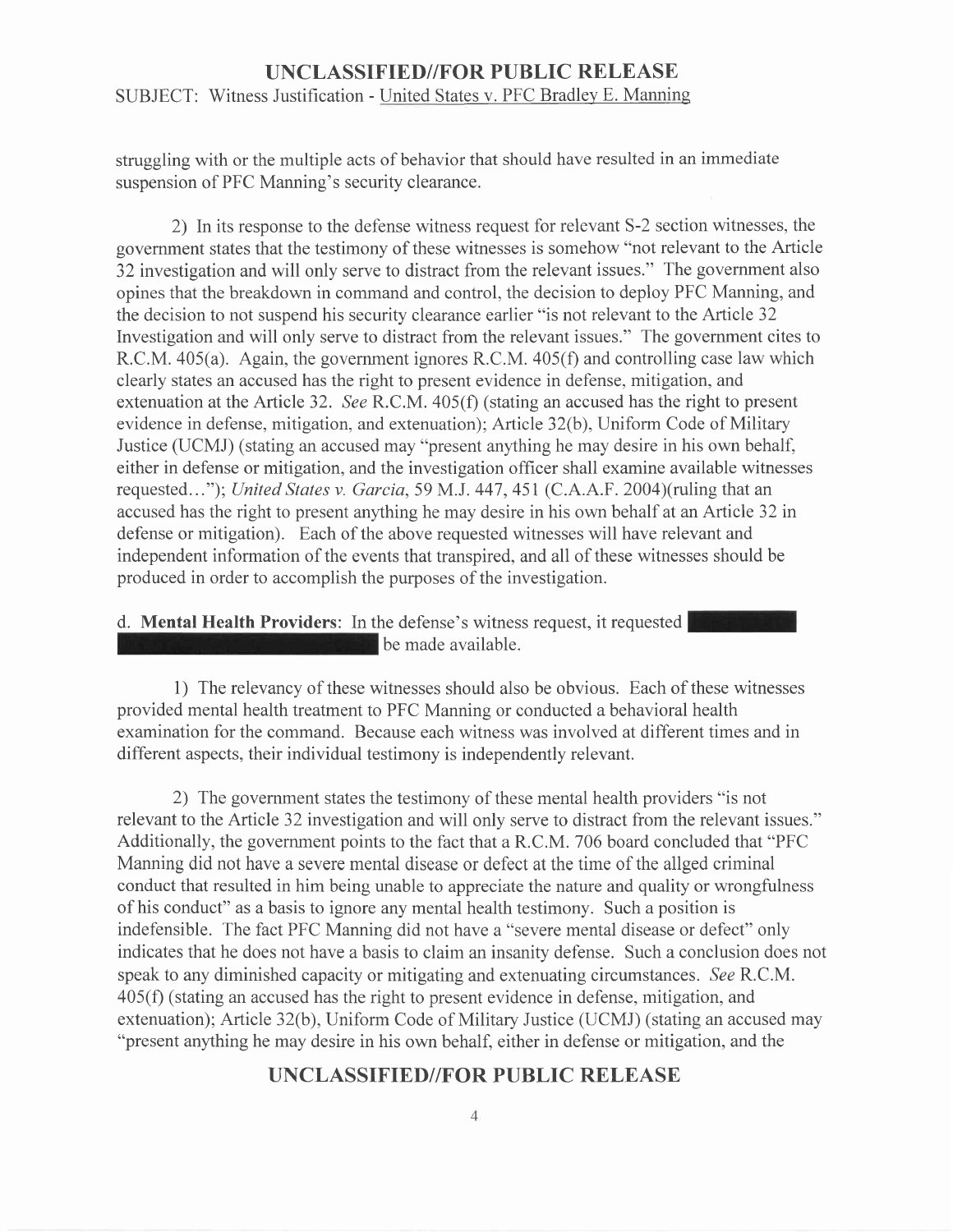struggling with or the multiple acts of behavior that should have resulted in an immediate suspension of PFC Manning's security clearance.

2) In its response to the defense witness request for relevant S-2 section witnesses, the government states that the testimony of these witnesses is somehow "not relevant to the Article 32 investigation and will only serve to distract from the relevant issues." The government also opines that the breakdown in command and control, the decision to deploy PFC Manning, and the decision to not suspend his security clearance earlier "is not relevant to the Article 32 Investigation and will only serve to distract from the relevant issues." The government cites to R.C.M. 405(a). Again, the government ignores R.C.M. 405(f) and controlling case law which clearly states an accused has the right to present evidence in defense, mitigation, and extenuation at the Article 32. *See* R.C.M. 405(f) (stating an accused has the right to present evidence in defense, mitigation, and extenuation); Article 32(b), Uniform Code of Military Justice (UCMJ) (stating an accused may "present anything he may desire in his own behalf, either in defense or mitigation, and the investigation officer shall examine available witnesses requested..."); *United States v. Garcia*, 59 M.J. 447, 451 (C.A.A.F. 2004)(ruling that an accused has the right to present anything he may desire in his own behalf at an Article 32 in defense or mitigation). Each of the above requested witnesses will have relevant and independent information of the events that transpired, and all of these witnesses should be produced in order to accomplish the purposes of the investigation.

d. **Mental Health Providers**: In the defense's witness request, it requested [REDACTED] be made available.

1) The relevancy of these witnesses should also be obvious. Each of these witnesses provided mental health treatment to PFC Manning or conducted a behavioral health examination for the command. Because each witness was involved at different times and in different aspects, their individual testimony is independently relevant.

2) The government states the testimony of these mental health providers "is not relevant to the Article 32 investigation and will only serve to distract from the relevant issues." Additionally, the government points to the fact that a R.C.M. 706 board concluded that "PFC Manning did not have a severe mental disease or defect at the time of the allged criminal conduct that resulted in him being unable to appreciate the nature and quality or wrongfulness of his conduct" as a basis to ignore any mental health testimony. Such a position is indefensible. The fact PFC Manning did not have a "severe mental disease or defect" only indicates that he does not have a basis to claim an insanity defense. Such a conclusion does not speak to any diminished capacity or mitigating and extenuating circumstances. *See* R.C.M. 405(f) (stating an accused has the right to present evidence in defense, mitigation, and extenuation); Article 32(b), Uniform Code of Military Justice (UCMJ) (stating an accused may "present anything he may desire in his own behalf, either in defense or mitigation, and the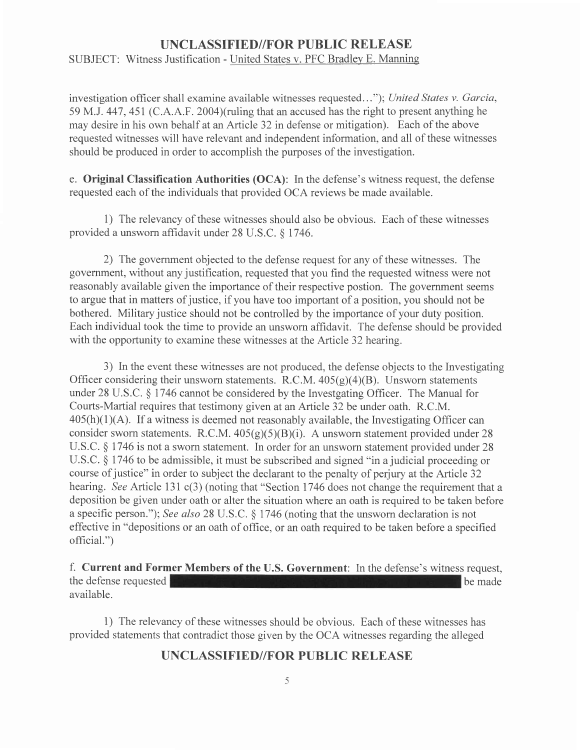investigation officer shall examine available witnesses requested…"); *United States v. Garcia*, 59 M.J. 447, 451 (C.A.A.F. 2004)(ruling that an accused has the right to present anything he may desire in his own behalf at an Article 32 in defense or mitigation). Each of the above requested witnesses will have relevant and independent information, and all of these witnesses should be produced in order to accomplish the purposes of the investigation.

e. **Original Classification Authorities (OCA)**: In the defense's witness request, the defense requested each of the individuals that provided OCA reviews be made available.

1) The relevancy of these witnesses should also be obvious. Each of these witnesses provided a unsworn affidavit under 28 U.S.C. § 1746.

2) The government objected to the defense request for any of these witnesses. The government, without any justification, requested that you find the requested witness were not reasonably available given the importance of their respective postion. The government seems to argue that in matters of justice, if you have too important of a position, you should not be bothered. Military justice should not be controlled by the importance of your duty position. Each individual took the time to provide an unsworn affidavit. The defense should be provided with the opportunity to examine these witnesses at the Article 32 hearing.

3) In the event these witnesses are not produced, the defense objects to the Investigating Officer considering their unsworn statements. R.C.M. 405(g)(4)(B). Unsworn statements under 28 U.S.C. § 1746 cannot be considered by the Investgating Officer. The Manual for Courts-Martial requires that testimony given at an Article 32 be under oath. R.C.M. 405(h)(1)(A). If a witness is deemed not reasonably available, the Investigating Officer can consider sworn statements. R.C.M. 405(g)(5)(B)(i). A unsworn statement provided under 28 U.S.C. § 1746 is not a sworn statement. In order for an unsworn statement provided under 28 U.S.C. § 1746 to be admissible, it must be subscribed and signed "in a judicial proceeding or course of justice" in order to subject the declarant to the penalty of perjury at the Article 32 hearing. *See* Article 131 c(3) (noting that "Section 1746 does not change the requirement that a deposition be given under oath or alter the situation where an oath is required to be taken before a specific person."); *See also* 28 U.S.C. § 1746 (noting that the unsworn declaration is not effective in "depositions or an oath of office, or an oath required to be taken before a specified official.")

f. **Current and Former Members of the U.S. Government**: In the defense's witness request, the defense requested [REDACTED] be made available.

1) The relevancy of these witnesses should be obvious. Each of these witnesses has provided statements that contradict those given by the OCA witnesses regarding the alleged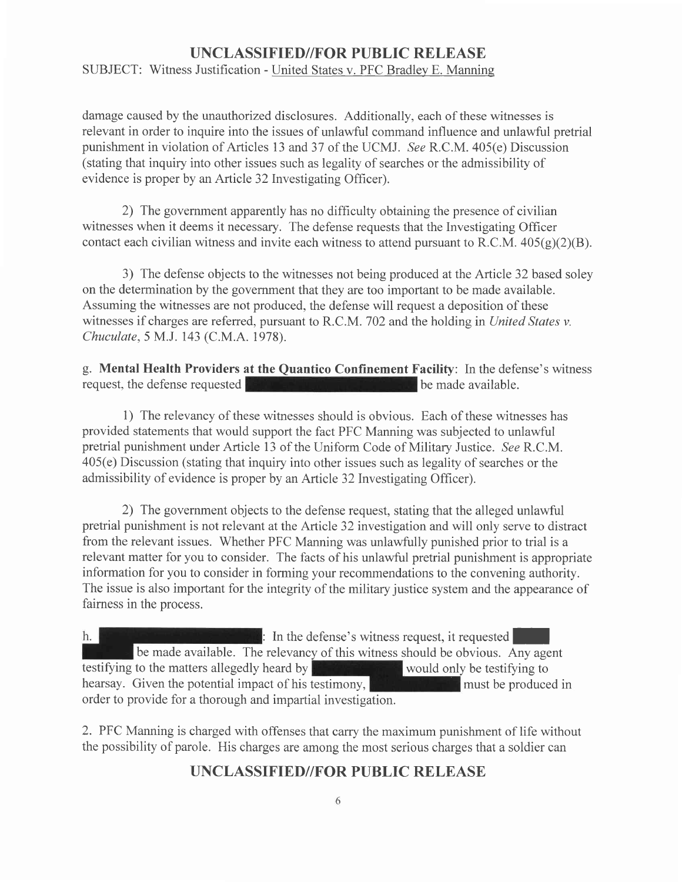damage caused by the unauthorized disclosures. Additionally, each of these witnesses is relevant in order to inquire into the issues of unlawful command influence and unlawful pretrial punishment in violation of Articles 13 and 37 of the UCMJ. *See* R.C.M. 405(e) Discussion (stating that inquiry into other issues such as legality of searches or the admissibility of evidence is proper by an Article 32 Investigating Officer).

2) The government apparently has no difficulty obtaining the presence of civilian witnesses when it deems it necessary. The defense requests that the Investigating Officer contact each civilian witness and invite each witness to attend pursuant to R.C.M. 405(g)(2)(B).

3) The defense objects to the witnesses not being produced at the Article 32 based soley on the determination by the government that they are too important to be made available. Assuming the witnesses are not produced, the defense will request a deposition of these witnesses if charges are referred, pursuant to R.C.M. 702 and the holding in *United States v. Chuculate*, 5 M.J. 143 (C.M.A. 1978).

g. **Mental Health Providers at the Quantico Confinement Facility**: In the defense's witness request, the defense requested [REDACTED] be made available.

1) The relevancy of these witnesses should is obvious. Each of these witnesses has provided statements that would support the fact PFC Manning was subjected to unlawful pretrial punishment under Article 13 of the Uniform Code of Military Justice. *See* R.C.M. 405(e) Discussion (stating that inquiry into other issues such as legality of searches or the admissibility of evidence is proper by an Article 32 Investigating Officer).

2) The government objects to the defense request, stating that the alleged unlawful pretrial punishment is not relevant at the Article 32 investigation and will only serve to distract from the relevant issues. Whether PFC Manning was unlawfully punished prior to trial is a relevant matter for you to consider. The facts of his unlawful pretrial punishment is appropriate information for you to consider in forming your recommendations to the convening authority. The issue is also important for the integrity of the military justice system and the appearance of fairness in the process.

h. [REDACTED]: In the defense's witness request, it requested [REDACTED] be made available. The relevancy of this witness should be obvious. Any agent testifying to the matters allegedly heard by [REDACTED] would only be testifying to hearsay. Given the potential impact of his testimony, [REDACTED] must be produced in order to provide for a thorough and impartial investigation.

2. PFC Manning is charged with offenses that carry the maximum punishment of life without the possibility of parole. His charges are among the most serious charges that a soldier can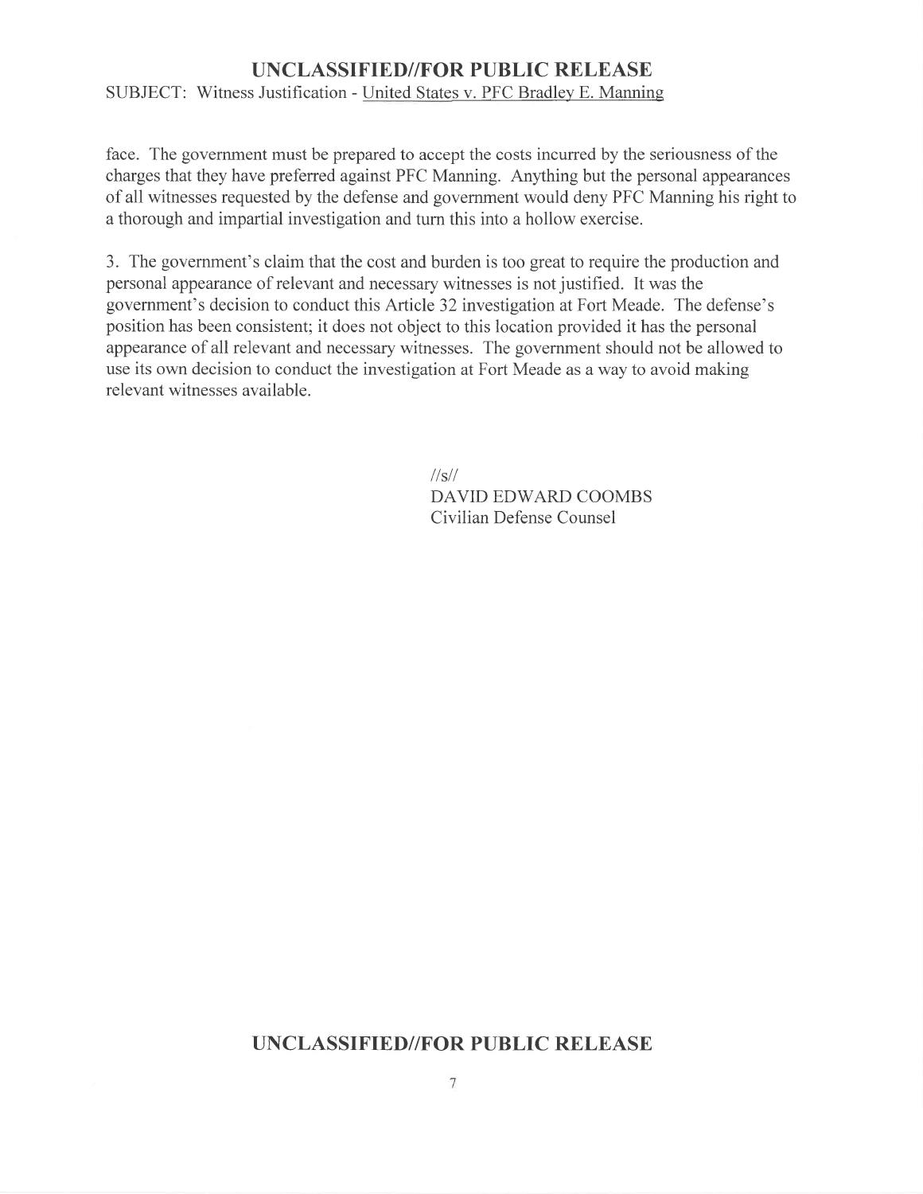face. The government must be prepared to accept the costs incurred by the seriousness of the charges that they have preferred against PFC Manning. Anything but the personal appearances of all witnesses requested by the defense and government would deny PFC Manning his right to a thorough and impartial investigation and turn this into a hollow exercise.

3. The government's claim that the cost and burden is too great to require the production and personal appearance of relevant and necessary witnesses is not justified. It was the government's decision to conduct this Article 32 investigation at Fort Meade. The defense's position has been consistent; it does not object to this location provided it has the personal appearance of all relevant and necessary witnesses. The government should not be allowed to use its own decision to conduct the investigation at Fort Meade as a way to avoid making relevant witnesses available.

//s//
DAVID EDWARD COOMBS
Civilian Defense Counsel